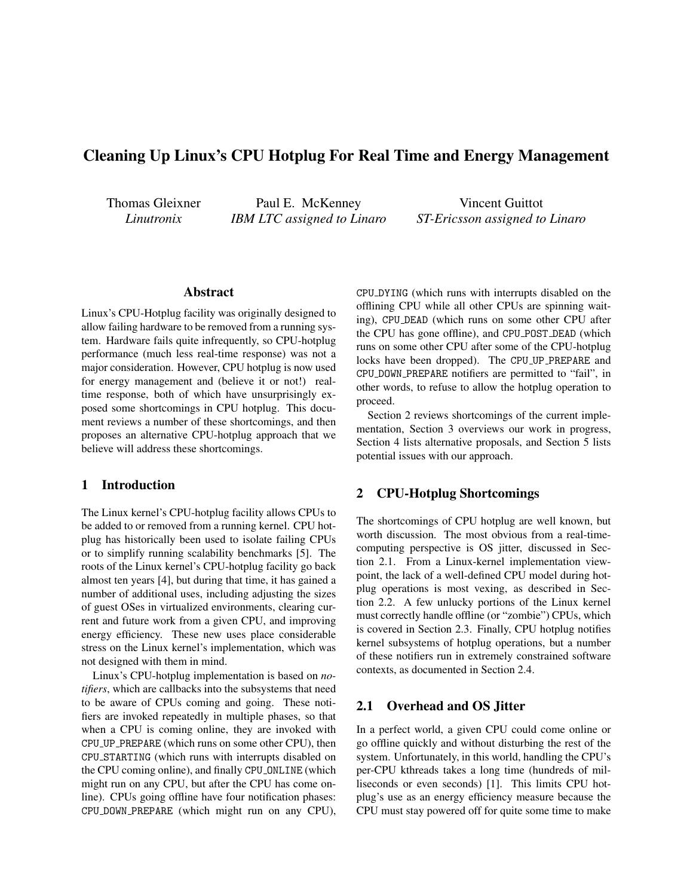# Cleaning Up Linux's CPU Hotplug For Real Time and Energy Management

Thomas Gleixner
*Linutronix*

Paul E. McKenney
*IBM LTC assigned to Linaro*

Vincent Guittot
*ST-Ericsson assigned to Linaro*

## Abstract

Linux's CPU-Hotplug facility was originally designed to allow failing hardware to be removed from a running system. Hardware fails quite infrequently, so CPU-hotplug performance (much less real-time response) was not a major consideration. However, CPU hotplug is now used for energy management and (believe it or not!) real-time response, both of which have unsurprisingly exposed some shortcomings in CPU hotplug. This document reviews a number of these shortcomings, and then proposes an alternative CPU-hotplug approach that we believe will address these shortcomings.

## 1 Introduction

The Linux kernel's CPU-hotplug facility allows CPUs to be added to or removed from a running kernel. CPU hotplug has historically been used to isolate failing CPUs or to simplify running scalability benchmarks [5]. The roots of the Linux kernel's CPU-hotplug facility go back almost ten years [4], but during that time, it has gained a number of additional uses, including adjusting the sizes of guest OSes in virtualized environments, clearing current and future work from a given CPU, and improving energy efficiency. These new uses place considerable stress on the Linux kernel's implementation, which was not designed with them in mind.

Linux's CPU-hotplug implementation is based on *notifiers*, which are callbacks into the subsystems that need to be aware of CPUs coming and going. These notifiers are invoked repeatedly in multiple phases, so that when a CPU is coming online, they are invoked with `CPU_UP_PREPARE` (which runs on some other CPU), then `CPU_STARTING` (which runs with interrupts disabled on the CPU coming online), and finally `CPU_ONLINE` (which might run on any CPU, but after the CPU has come online). CPUs going offline have four notification phases: `CPU_DOWN_PREPARE` (which might run on any CPU), `CPU_DYING` (which runs with interrupts disabled on the offlining CPU while all other CPUs are spinning waiting), `CPU_DEAD` (which runs on some other CPU after the CPU has gone offline), and `CPU_POST_DEAD` (which runs on some other CPU after some of the CPU-hotplug locks have been dropped). The `CPU_UP_PREPARE` and `CPU_DOWN_PREPARE` notifiers are permitted to "fail", in other words, to refuse to allow the hotplug operation to proceed.

Section 2 reviews shortcomings of the current implementation, Section 3 overviews our work in progress, Section 4 lists alternative proposals, and Section 5 lists potential issues with our approach.

## 2 CPU-Hotplug Shortcomings

The shortcomings of CPU hotplug are well known, but worth discussion. The most obvious from a real-time-computing perspective is OS jitter, discussed in Section 2.1. From a Linux-kernel implementation viewpoint, the lack of a well-defined CPU model during hotplug operations is most vexing, as described in Section 2.2. A few unlucky portions of the Linux kernel must correctly handle offline (or "zombie") CPUs, which is covered in Section 2.3. Finally, CPU hotplug notifies kernel subsystems of hotplug operations, but a number of these notifiers run in extremely constrained software contexts, as documented in Section 2.4.

### 2.1 Overhead and OS Jitter

In a perfect world, a given CPU could come online or go offline quickly and without disturbing the rest of the system. Unfortunately, in this world, handling the CPU's per-CPU kthreads takes a long time (hundreds of milliseconds or even seconds) [1]. This limits CPU hotplug's use as an energy efficiency measure because the CPU must stay powered off for quite some time to make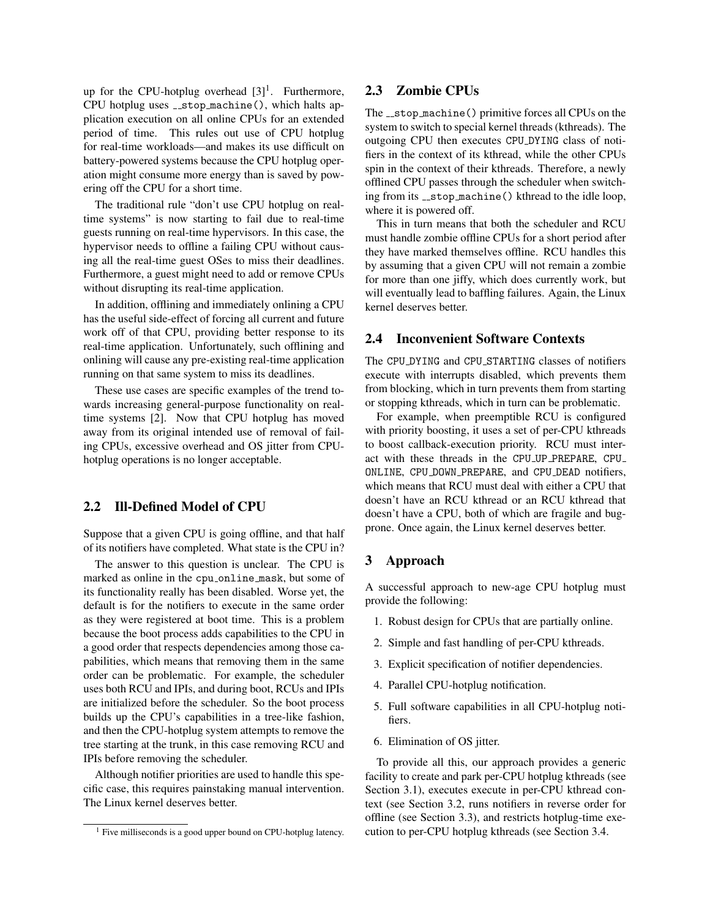up for the CPU-hotplug overhead [3][1]. Furthermore, CPU hotplug uses `__stop_machine()`, which halts application execution on all online CPUs for an extended period of time. This rules out use of CPU hotplug for real-time workloads—and makes its use difficult on battery-powered systems because the CPU hotplug operation might consume more energy than is saved by powering off the CPU for a short time.

The traditional rule "don't use CPU hotplug on real-time systems" is now starting to fail due to real-time guests running on real-time hypervisors. In this case, the hypervisor needs to offline a failing CPU without causing all the real-time guest OSes to miss their deadlines. Furthermore, a guest might need to add or remove CPUs without disrupting its real-time application.

In addition, offlining and immediately onlining a CPU has the useful side-effect of forcing all current and future work off of that CPU, providing better response to its real-time application. Unfortunately, such offlining and onlining will cause any pre-existing real-time application running on that same system to miss its deadlines.

These use cases are specific examples of the trend towards increasing general-purpose functionality on real-time systems [2]. Now that CPU hotplug has moved away from its original intended use of removal of failing CPUs, excessive overhead and OS jitter from CPU-hotplug operations is no longer acceptable.

## 2.2 Ill-Defined Model of CPU

Suppose that a given CPU is going offline, and that half of its notifiers have completed. What state is the CPU in?

The answer to this question is unclear. The CPU is marked as online in the `cpu_online_mask`, but some of its functionality really has been disabled. Worse yet, the default is for the notifiers to execute in the same order as they were registered at boot time. This is a problem because the boot process adds capabilities to the CPU in a good order that respects dependencies among those capabilities, which means that removing them in the same order can be problematic. For example, the scheduler uses both RCU and IPIs, and during boot, RCUs and IPIs are initialized before the scheduler. So the boot process builds up the CPU's capabilities in a tree-like fashion, and then the CPU-hotplug system attempts to remove the tree starting at the trunk, in this case removing RCU and IPIs before removing the scheduler.

Although notifier priorities are used to handle this specific case, this requires painstaking manual intervention. The Linux kernel deserves better.

[1] Five milliseconds is a good upper bound on CPU-hotplug latency.

## 2.3 Zombie CPUs

The `__stop_machine()` primitive forces all CPUs on the system to switch to special kernel threads (kthreads). The outgoing CPU then executes `CPU_DYING` class of notifiers in the context of its kthread, while the other CPUs spin in the context of their kthreads. Therefore, a newly offlined CPU passes through the scheduler when switching from its `__stop_machine()` kthread to the idle loop, where it is powered off.

This in turn means that both the scheduler and RCU must handle zombie offline CPUs for a short period after they have marked themselves offline. RCU handles this by assuming that a given CPU will not remain a zombie for more than one jiffy, which does currently work, but will eventually lead to baffling failures. Again, the Linux kernel deserves better.

## 2.4 Inconvenient Software Contexts

The `CPU_DYING` and `CPU_STARTING` classes of notifiers execute with interrupts disabled, which prevents them from blocking, which in turn prevents them from starting or stopping kthreads, which in turn can be problematic.

For example, when preemptible RCU is configured with priority boosting, it uses a set of per-CPU kthreads to boost callback-execution priority. RCU must interact with these threads in the `CPU_UP_PREPARE`, `CPU_ONLINE`, `CPU_DOWN_PREPARE`, and `CPU_DEAD` notifiers, which means that RCU must deal with either a CPU that doesn't have an RCU kthread or an RCU kthread that doesn't have a CPU, both of which are fragile and bug-prone. Once again, the Linux kernel deserves better.

# 3 Approach

A successful approach to new-age CPU hotplug must provide the following:

1. Robust design for CPUs that are partially online.
2. Simple and fast handling of per-CPU kthreads.
3. Explicit specification of notifier dependencies.
4. Parallel CPU-hotplug notification.
5. Full software capabilities in all CPU-hotplug notifiers.
6. Elimination of OS jitter.

To provide all this, our approach provides a generic facility to create and park per-CPU hotplug kthreads (see Section 3.1), executes execute in per-CPU kthread context (see Section 3.2, runs notifiers in reverse order for offline (see Section 3.3), and restricts hotplug-time execution to per-CPU hotplug kthreads (see Section 3.4.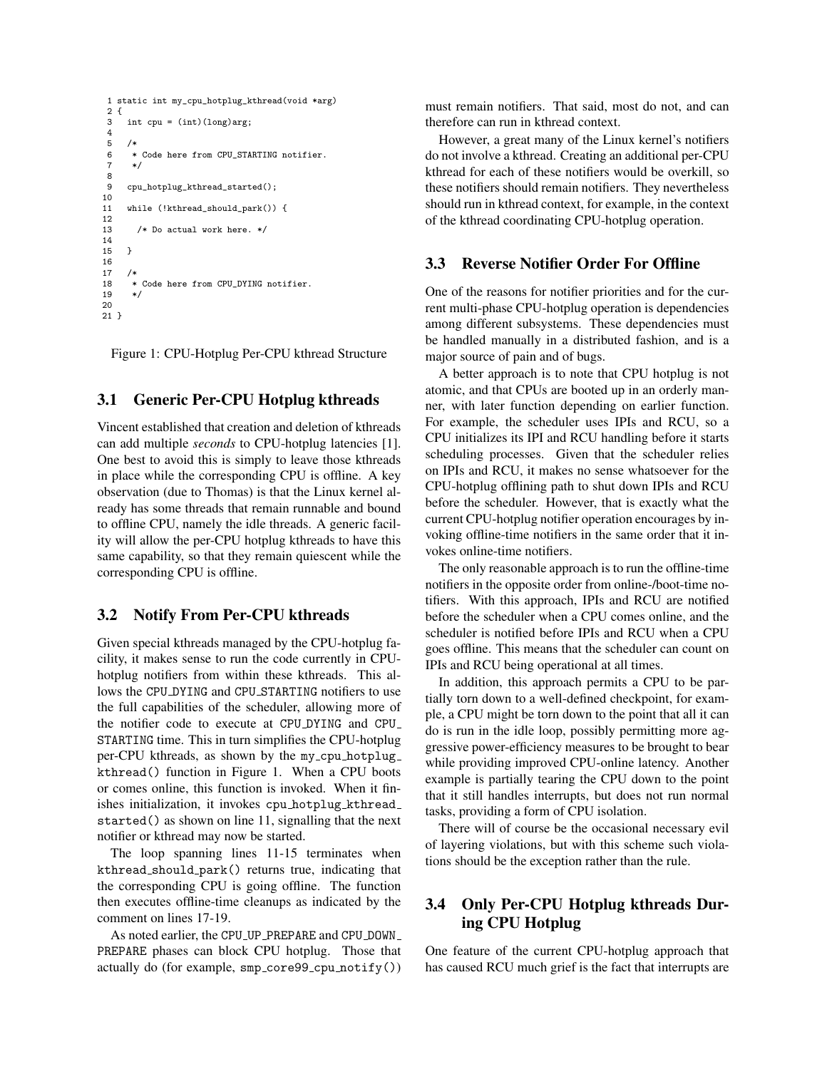```
1 static int my_cpu_hotplug_kthread(void *arg)
2 {
3   int cpu = (int)(long)arg;
4
5   /*
6    * Code here from CPU_STARTING notifier.
7    */
8
9   cpu_hotplug_kthread_started();
10
11  while (!kthread_should_park()) {
12
13    /* Do actual work here. */
14
15  }
16
17  /*
18   * Code here from CPU_DYING notifier.
19   */
20
21 }
```

Figure 1: CPU-Hotplug Per-CPU kthread Structure

### 3.1 Generic Per-CPU Hotplug kthreads

Vincent established that creation and deletion of kthreads can add multiple *seconds* to CPU-hotplug latencies [1]. One best to avoid this is simply to leave those kthreads in place while the corresponding CPU is offline. A key observation (due to Thomas) is that the Linux kernel already has some threads that remain runnable and bound to offline CPU, namely the idle threads. A generic facility will allow the per-CPU hotplug kthreads to have this same capability, so that they remain quiescent while the corresponding CPU is offline.

### 3.2 Notify From Per-CPU kthreads

Given special kthreads managed by the CPU-hotplug facility, it makes sense to run the code currently in CPU-hotplug notifiers from within these kthreads. This allows the `CPU_DYING` and `CPU_STARTING` notifiers to use the full capabilities of the scheduler, allowing more of the notifier code to execute at `CPU_DYING` and `CPU_STARTING` time. This in turn simplifies the CPU-hotplug per-CPU kthreads, as shown by the `my_cpu_hotplug_kthread()` function in Figure 1. When a CPU boots or comes online, this function is invoked. When it finishes initialization, it invokes `cpu_hotplug_kthread_started()` as shown on line 11, signalling that the next notifier or kthread may now be started.

The loop spanning lines 11-15 terminates when `kthread_should_park()` returns true, indicating that the corresponding CPU is going offline. The function then executes offline-time cleanups as indicated by the comment on lines 17-19.

As noted earlier, the `CPU_UP_PREPARE` and `CPU_DOWN_PREPARE` phases can block CPU hotplug. Those that actually do (for example, `smp_core99_cpu_notify()`) must remain notifiers. That said, most do not, and can therefore can run in kthread context.

However, a great many of the Linux kernel's notifiers do not involve a kthread. Creating an additional per-CPU kthread for each of these notifiers would be overkill, so these notifiers should remain notifiers. They nevertheless should run in kthread context, for example, in the context of the kthread coordinating CPU-hotplug operation.

### 3.3 Reverse Notifier Order For Offline

One of the reasons for notifier priorities and for the current multi-phase CPU-hotplug operation is dependencies among different subsystems. These dependencies must be handled manually in a distributed fashion, and is a major source of pain and of bugs.

A better approach is to note that CPU hotplug is not atomic, and that CPUs are booted up in an orderly manner, with later function depending on earlier function. For example, the scheduler uses IPIs and RCU, so a CPU initializes its IPI and RCU handling before it starts scheduling processes. Given that the scheduler relies on IPIs and RCU, it makes no sense whatsoever for the CPU-hotplug offlining path to shut down IPIs and RCU before the scheduler. However, that is exactly what the current CPU-hotplug notifier operation encourages by invoking offline-time notifiers in the same order that it invokes online-time notifiers.

The only reasonable approach is to run the offline-time notifiers in the opposite order from online-/boot-time notifiers. With this approach, IPIs and RCU are notified before the scheduler when a CPU comes online, and the scheduler is notified before IPIs and RCU when a CPU goes offline. This means that the scheduler can count on IPIs and RCU being operational at all times.

In addition, this approach permits a CPU to be partially torn down to a well-defined checkpoint, for example, a CPU might be torn down to the point that all it can do is run in the idle loop, possibly permitting more aggressive power-efficiency measures to be brought to bear while providing improved CPU-online latency. Another example is partially tearing the CPU down to the point that it still handles interrupts, but does not run normal tasks, providing a form of CPU isolation.

There will of course be the occasional necessary evil of layering violations, but with this scheme such violations should be the exception rather than the rule.

### 3.4 Only Per-CPU Hotplug kthreads During CPU Hotplug

One feature of the current CPU-hotplug approach that has caused RCU much grief is the fact that interrupts are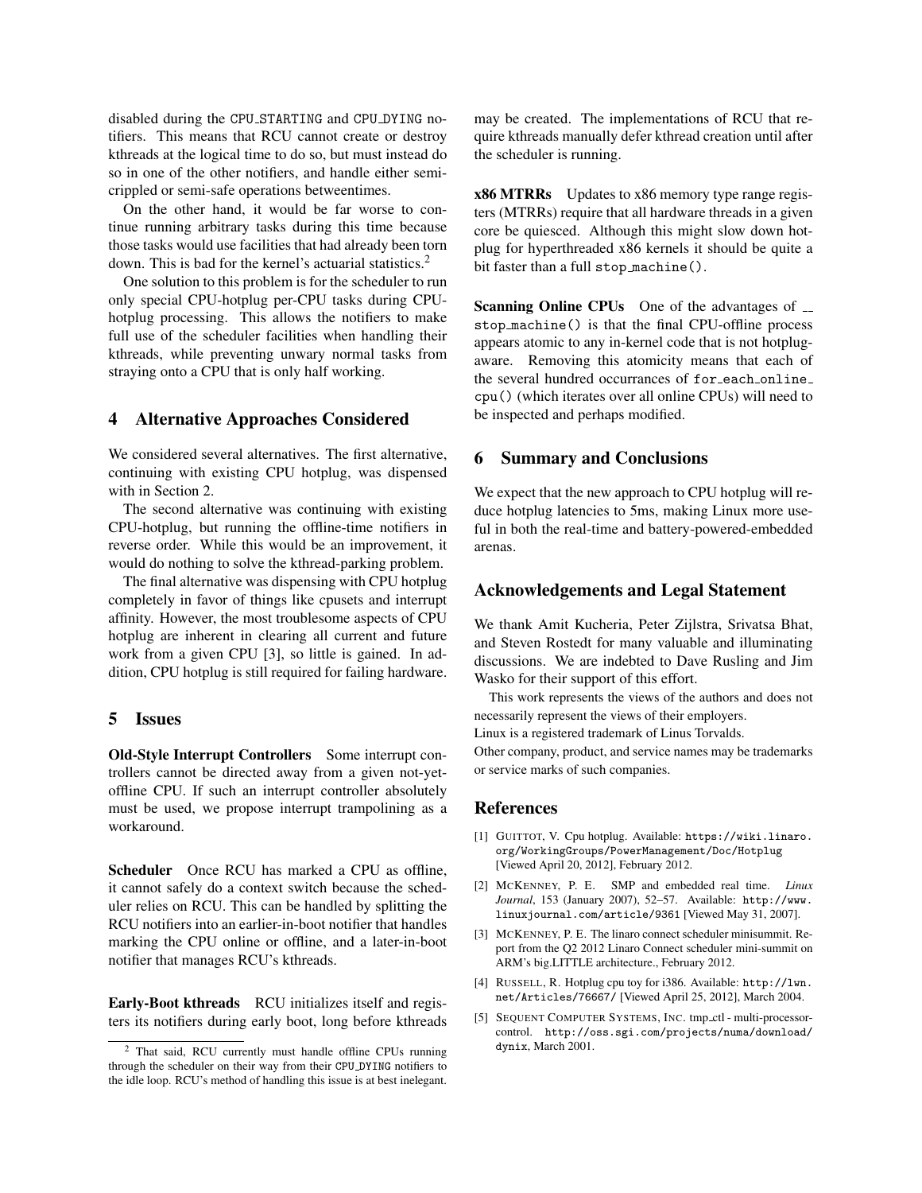disabled during the CPU_STARTING and CPU_DYING notifiers. This means that RCU cannot create or destroy kthreads at the logical time to do so, but must instead do so in one of the other notifiers, and handle either semi-crippled or semi-safe operations betweentimes.

On the other hand, it would be far worse to continue running arbitrary tasks during this time because those tasks would use facilities that had already been torn down. This is bad for the kernel's actuarial statistics.[2]

One solution to this problem is for the scheduler to run only special CPU-hotplug per-CPU tasks during CPU-hotplug processing. This allows the notifiers to make full use of the scheduler facilities when handling their kthreads, while preventing unwary normal tasks from straying onto a CPU that is only half working.

## 4 Alternative Approaches Considered

We considered several alternatives. The first alternative, continuing with existing CPU hotplug, was dispensed with in Section 2.

The second alternative was continuing with existing CPU-hotplug, but running the offline-time notifiers in reverse order. While this would be an improvement, it would do nothing to solve the kthread-parking problem.

The final alternative was dispensing with CPU hotplug completely in favor of things like cpusets and interrupt affinity. However, the most troublesome aspects of CPU hotplug are inherent in clearing all current and future work from a given CPU [3], so little is gained. In addition, CPU hotplug is still required for failing hardware.

## 5 Issues

**Old-Style Interrupt Controllers** Some interrupt controllers cannot be directed away from a given not-yet-offline CPU. If such an interrupt controller absolutely must be used, we propose interrupt trampolining as a workaround.

**Scheduler** Once RCU has marked a CPU as offline, it cannot safely do a context switch because the scheduler relies on RCU. This can be handled by splitting the RCU notifiers into an earlier-in-boot notifier that handles marking the CPU online or offline, and a later-in-boot notifier that manages RCU's kthreads.

**Early-Boot kthreads** RCU initializes itself and registers its notifiers during early boot, long before kthreads may be created. The implementations of RCU that require kthreads manually defer kthread creation until after the scheduler is running.

**x86 MTRRs** Updates to x86 memory type range registers (MTRRs) require that all hardware threads in a given core be quiesced. Although this might slow down hotplug for hyperthreaded x86 kernels it should be quite a bit faster than a full `stop_machine()`.

**Scanning Online CPUs** One of the advantages of `__stop_machine()` is that the final CPU-offline process appears atomic to any in-kernel code that is not hotplug-aware. Removing this atomicity means that each of the several hundred occurrances of `for_each_online_cpu()` (which iterates over all online CPUs) will need to be inspected and perhaps modified.

## 6 Summary and Conclusions

We expect that the new approach to CPU hotplug will reduce hotplug latencies to 5ms, making Linux more useful in both the real-time and battery-powered-embedded arenas.

## Acknowledgements and Legal Statement

We thank Amit Kucheria, Peter Zijlstra, Srivatsa Bhat, and Steven Rostedt for many valuable and illuminating discussions. We are indebted to Dave Rusling and Jim Wasko for their support of this effort.

This work represents the views of the authors and does not necessarily represent the views of their employers.

Linux is a registered trademark of Linus Torvalds.

Other company, product, and service names may be trademarks or service marks of such companies.

## References

[1] GUITTOT, V. Cpu hotplug. Available: https://wiki.linaro.org/WorkingGroups/PowerManagement/Doc/Hotplug [Viewed April 20, 2012], February 2012.

[2] MCKENNEY, P. E. SMP and embedded real time. *Linux Journal*, 153 (January 2007), 52–57. Available: http://www.linuxjournal.com/article/9361 [Viewed May 31, 2007].

[3] MCKENNEY, P. E. The linaro connect scheduler minisummit. Report from the Q2 2012 Linaro Connect scheduler mini-summit on ARM's big.LITTLE architecture., February 2012.

[4] RUSSELL, R. Hotplug cpu toy for i386. Available: http://lwn.net/Articles/76667/ [Viewed April 25, 2012], March 2004.

[5] SEQUENT COMPUTER SYSTEMS, INC. tmp_ctl - multi-processor-control. http://oss.sgi.com/projects/numa/download/dynix, March 2001.

[2] That said, RCU currently must handle offline CPUs running through the scheduler on their way from their CPU_DYING notifiers to the idle loop. RCU's method of handling this issue is at best inelegant.